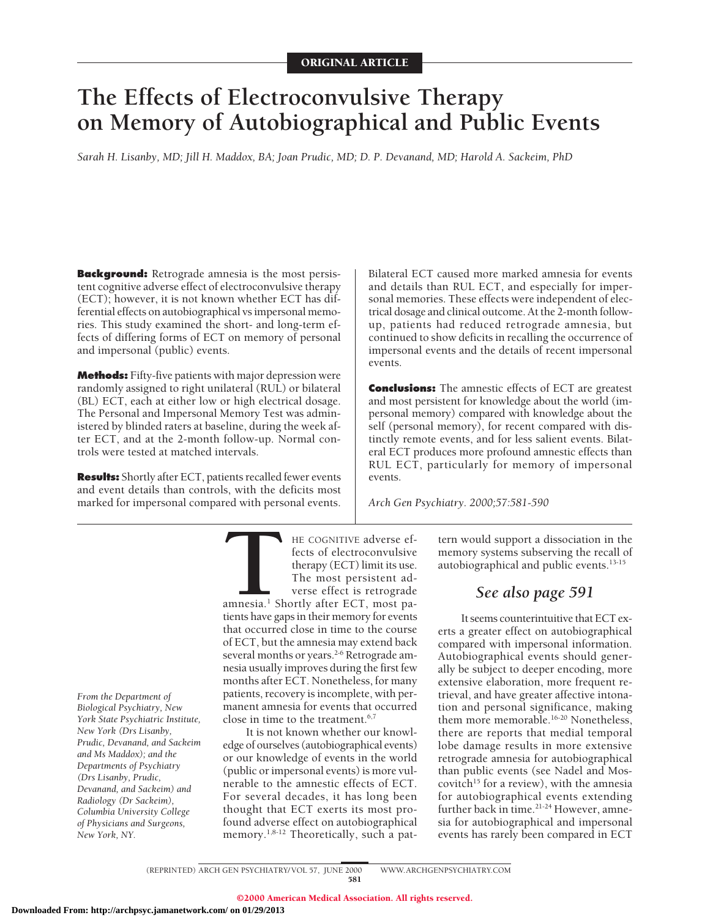ORIGINAL ARTICLE

# The Effects of Electroconvulsive Therapy on Memory of Autobiographical and Public Events

*Sarah H. Lisanby, MD; Jill H. Maddox, BA; Joan Prudic, MD; D. P. Devanand, MD; Harold A. Sackeim, PhD*

**Background:** Retrograde amnesia is the most persistent cognitive adverse effect of electroconvulsive therapy (ECT); however, it is not known whether ECT has differential effects on autobiographical vs impersonal memories. This study examined the short- and long-term effects of differing forms of ECT on memory of personal and impersonal (public) events.

**Methods:** Fifty-five patients with major depression were randomly assigned to right unilateral (RUL) or bilateral (BL) ECT, each at either low or high electrical dosage. The Personal and Impersonal Memory Test was administered by blinded raters at baseline, during the week after ECT, and at the 2-month follow-up. Normal controls were tested at matched intervals.

**Results:** Shortly after ECT, patients recalled fewer events and event details than controls, with the deficits most marked for impersonal compared with personal events. Bilateral ECT caused more marked amnesia for events and details than RUL ECT, and especially for impersonal memories. These effects were independent of electrical dosage and clinical outcome. At the 2-month follow-up, patients had reduced retrograde amnesia, but continued to show deficits in recalling the occurrence of impersonal events and the details of recent impersonal events.

**Conclusions:** The amnestic effects of ECT are greatest and most persistent for knowledge about the world (impersonal memory) compared with knowledge about the self (personal memory), for recent compared with distinctly remote events, and for less salient events. Bilateral ECT produces more profound amnestic effects than RUL ECT, particularly for memory of impersonal events.

*Arch Gen Psychiatry. 2000;57:581-590*

*From the Department of Biological Psychiatry, New York State Psychiatric Institute, New York (Drs Lisanby, Prudic, Devanand, and Sackeim and Ms Maddox); and the Departments of Psychiatry (Drs Lisanby, Prudic, Devanand, and Sackeim) and Radiology (Dr Sackeim), Columbia University College of Physicians and Surgeons, New York, NY.*

The cognitive adverse effects of electroconvulsive therapy (ECT) limit its use. The most persistent adverse effect is retrograde amnesia.[1] Shortly after ECT, most patients have gaps in their memory for events that occurred close in time to the course of ECT, but the amnesia may extend back several months or years.[2-6] Retrograde amnesia usually improves during the first few months after ECT. Nonetheless, for many patients, recovery is incomplete, with permanent amnesia for events that occurred close in time to the treatment.[6,7]

It is not known whether our knowledge of ourselves (autobiographical events) or our knowledge of events in the world (public or impersonal events) is more vulnerable to the amnestic effects of ECT. For several decades, it has long been thought that ECT exerts its most profound adverse effect on autobiographical memory.[1,8-12] Theoretically, such a pattern would support a dissociation in the memory systems subserving the recall of autobiographical and public events.[13-15]

*See also page 591*

It seems counterintuitive that ECT exerts a greater effect on autobiographical compared with impersonal information. Autobiographical events should generally be subject to deeper encoding, more extensive elaboration, more frequent retrieval, and have greater affective intonation and personal significance, making them more memorable.[16-20] Nonetheless, there are reports that medial temporal lobe damage results in more extensive retrograde amnesia for autobiographical than public events (see Nadel and Moscovitch[15] for a review), with the amnesia for autobiographical events extending further back in time.[21-24] However, amnesia for autobiographical and impersonal events has rarely been compared in ECT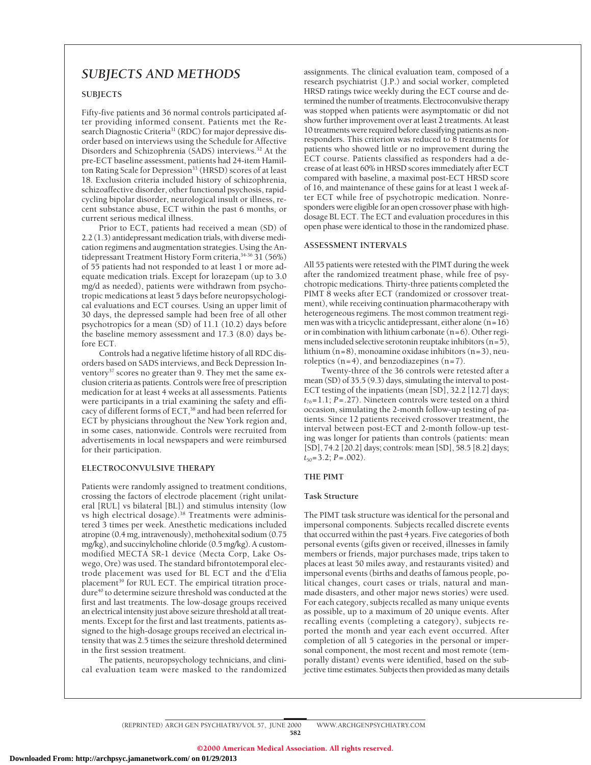## SUBJECTS AND METHODS

### SUBJECTS

Fifty-five patients and 36 normal controls participated after providing informed consent. Patients met the Research Diagnostic Criteria[31] (RDC) for major depressive disorder based on interviews using the Schedule for Affective Disorders and Schizophrenia (SADS) interviews.[32] At the pre-ECT baseline assessment, patients had 24-item Hamilton Rating Scale for Depression[33] (HRSD) scores of at least 18. Exclusion criteria included history of schizophrenia, schizoaffective disorder, other functional psychosis, rapid-cycling bipolar disorder, neurological insult or illness, recent substance abuse, ECT within the past 6 months, or current serious medical illness.

Prior to ECT, patients had received a mean (SD) of 2.2 (1.3) antidepressant medication trials, with diverse medication regimens and augmentation strategies. Using the Antidepressant Treatment History Form criteria,[34-36] 31 (56%) of 55 patients had not responded to at least 1 or more adequate medication trials. Except for lorazepam (up to 3.0 mg/d as needed), patients were withdrawn from psychotropic medications at least 5 days before neuropsychological evaluations and ECT courses. Using an upper limit of 30 days, the depressed sample had been free of all other psychotropics for a mean (SD) of 11.1 (10.2) days before the baseline memory assessment and 17.3 (8.0) days before ECT.

Controls had a negative lifetime history of all RDC disorders based on SADS interviews, and Beck Depression Inventory[37] scores no greater than 9. They met the same exclusion criteria as patients. Controls were free of prescription medication for at least 4 weeks at all assessments. Patients were participants in a trial examining the safety and efficacy of different forms of ECT,[38] and had been referred for ECT by physicians throughout the New York region and, in some cases, nationwide. Controls were recruited from advertisements in local newspapers and were reimbursed for their participation.

### ELECTROCONVULSIVE THERAPY

Patients were randomly assigned to treatment conditions, crossing the factors of electrode placement (right unilateral [RUL] vs bilateral [BL]) and stimulus intensity (low vs high electrical dosage).[38] Treatments were administered 3 times per week. Anesthetic medications included atropine (0.4 mg, intravenously), methohexital sodium (0.75 mg/kg), and succinylcholine chloride (0.5 mg/kg). A custom-modified MECTA SR-1 device (Mecta Corp, Lake Oswego, Ore) was used. The standard bifrontotemporal electrode placement was used for BL ECT and the d'Elia placement[39] for RUL ECT. The empirical titration procedure[40] to determine seizure threshold was conducted at the first and last treatments. The low-dosage groups received an electrical intensity just above seizure threshold at all treatments. Except for the first and last treatments, patients assigned to the high-dosage groups received an electrical intensity that was 2.5 times the seizure threshold determined in the first session treatment.

The patients, neuropsychology technicians, and clinical evaluation team were masked to the randomized assignments. The clinical evaluation team, composed of a research psychiatrist (J.P.) and social worker, completed HRSD ratings twice weekly during the ECT course and determined the number of treatments. Electroconvulsive therapy was stopped when patients were asymptomatic or did not show further improvement over at least 2 treatments. At least 10 treatments were required before classifying patients as nonresponders. This criterion was reduced to 8 treatments for patients who showed little or no improvement during the ECT course. Patients classified as responders had a decrease of at least 60% in HRSD scores immediately after ECT compared with baseline, a maximal post-ECT HRSD score of 16, and maintenance of these gains for at least 1 week after ECT while free of psychotropic medication. Nonresponders were eligible for an open crossover phase with high-dosage BL ECT. The ECT and evaluation procedures in this open phase were identical to those in the randomized phase.

### ASSESSMENT INTERVALS

All 55 patients were retested with the PIMT during the week after the randomized treatment phase, while free of psychotropic medications. Thirty-three patients completed the PIMT 8 weeks after ECT (randomized or crossover treatment), while receiving continuation pharmacotherapy with heterogeneous regimens. The most common treatment regimen was with a tricyclic antidepressant, either alone (n=16) or in combination with lithium carbonate (n=6). Other regimens included selective serotonin reuptake inhibitors (n=5), lithium (n=8), monoamine oxidase inhibitors (n=3), neuroleptics (n=4), and benzodiazepines (n=7).

Twenty-three of the 36 controls were retested after a mean (SD) of 35.5 (9.3) days, simulating the interval to post-ECT testing of the inpatients (mean [SD], 32.2 [12.7] days; $t_{76}$=1.1; $P$=.27). Nineteen controls were tested on a third occasion, simulating the 2-month follow-up testing of patients. Since 12 patients received crossover treatment, the interval between post-ECT and 2-month follow-up testing was longer for patients than controls (patients: mean [SD], 74.2 [20.2] days; controls: mean [SD], 58.5 [8.2] days; $t_{50}$=3.2; $P$=.002).

### THE PIMT

#### Task Structure

The PIMT task structure was identical for the personal and impersonal components. Subjects recalled discrete events that occurred within the past 4 years. Five categories of both personal events (gifts given or received, illnesses in family members or friends, major purchases made, trips taken to places at least 50 miles away, and restaurants visited) and impersonal events (births and deaths of famous people, political changes, court cases or trials, natural and man-made disasters, and other major news stories) were used. For each category, subjects recalled as many unique events as possible, up to a maximum of 20 unique events. After recalling events (completing a category), subjects reported the month and year each event occurred. After completion of all 5 categories in the personal or impersonal component, the most recent and most remote (temporally distant) events were identified, based on the subjective time estimates. Subjects then provided as many details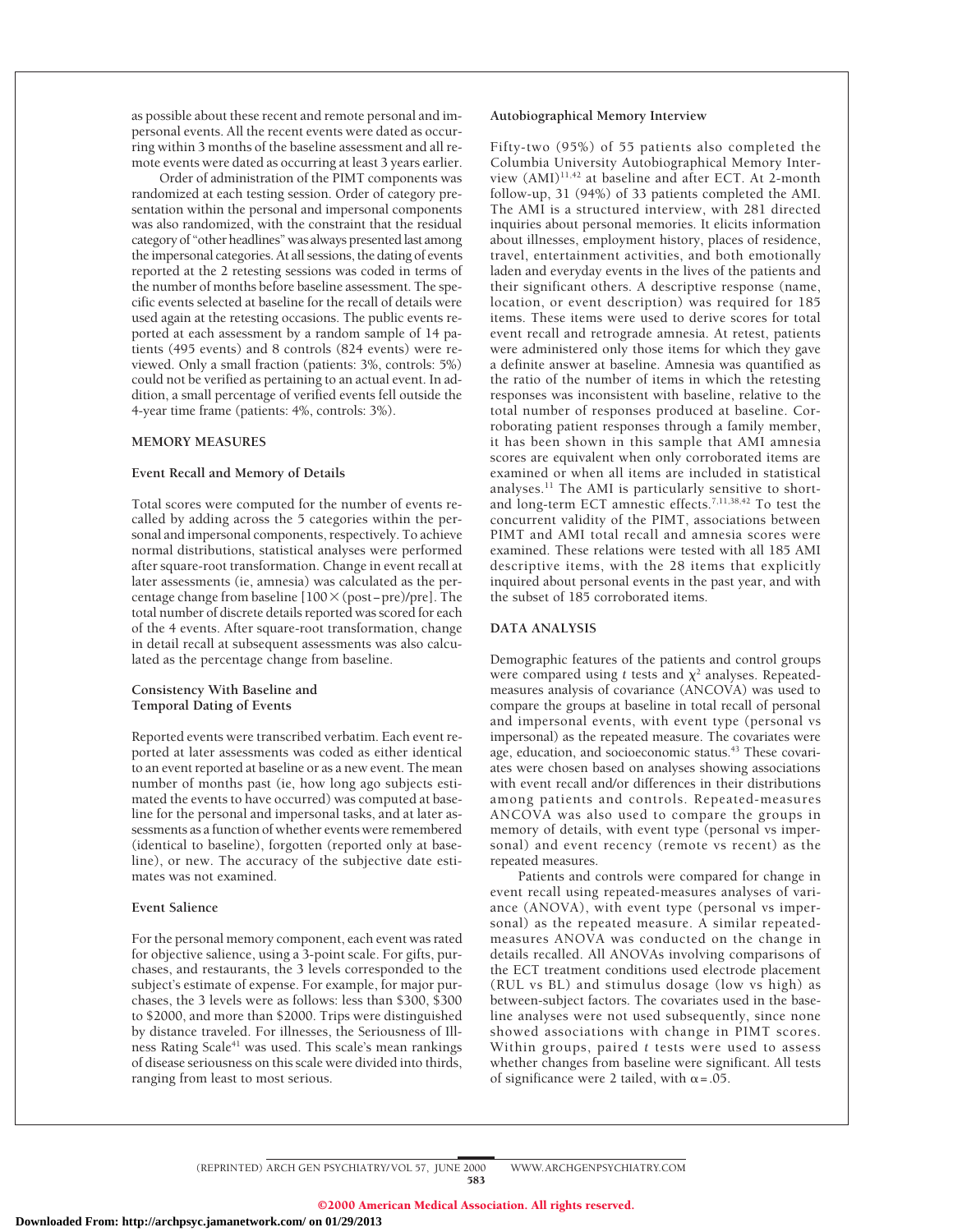as possible about these recent and remote personal and impersonal events. All the recent events were dated as occurring within 3 months of the baseline assessment and all remote events were dated as occurring at least 3 years earlier.

Order of administration of the PIMT components was randomized at each testing session. Order of category presentation within the personal and impersonal components was also randomized, with the constraint that the residual category of "other headlines" was always presented last among the impersonal categories. At all sessions, the dating of events reported at the 2 retesting sessions was coded in terms of the number of months before baseline assessment. The specific events selected at baseline for the recall of details were used again at the retesting occasions. The public events reported at each assessment by a random sample of 14 patients (495 events) and 8 controls (824 events) were reviewed. Only a small fraction (patients: 3%, controls: 5%) could not be verified as pertaining to an actual event. In addition, a small percentage of verified events fell outside the 4-year time frame (patients: 4%, controls: 3%).

## MEMORY MEASURES

### Event Recall and Memory of Details

Total scores were computed for the number of events recalled by adding across the 5 categories within the personal and impersonal components, respectively. To achieve normal distributions, statistical analyses were performed after square-root transformation. Change in event recall at later assessments (ie, amnesia) was calculated as the percentage change from baseline $[100 \times (\text{post} - \text{pre})/\text{pre}]$. The total number of discrete details reported was scored for each of the 4 events. After square-root transformation, change in detail recall at subsequent assessments was also calculated as the percentage change from baseline.

### Consistency With Baseline and Temporal Dating of Events

Reported events were transcribed verbatim. Each event reported at later assessments was coded as either identical to an event reported at baseline or as a new event. The mean number of months past (ie, how long ago subjects estimated the events to have occurred) was computed at baseline for the personal and impersonal tasks, and at later assessments as a function of whether events were remembered (identical to baseline), forgotten (reported only at baseline), or new. The accuracy of the subjective date estimates was not examined.

### Event Salience

For the personal memory component, each event was rated for objective salience, using a 3-point scale. For gifts, purchases, and restaurants, the 3 levels corresponded to the subject's estimate of expense. For example, for major purchases, the 3 levels were as follows: less than \$300, \$300 to \$2000, and more than \$2000. Trips were distinguished by distance traveled. For illnesses, the Seriousness of Illness Rating Scale[41] was used. This scale's mean rankings of disease seriousness on this scale were divided into thirds, ranging from least to most serious.

### Autobiographical Memory Interview

Fifty-two (95%) of 55 patients also completed the Columbia University Autobiographical Memory Interview (AMI)[11,42] at baseline and after ECT. At 2-month follow-up, 31 (94%) of 33 patients completed the AMI. The AMI is a structured interview, with 281 directed inquiries about personal memories. It elicits information about illnesses, employment history, places of residence, travel, entertainment activities, and both emotionally laden and everyday events in the lives of the patients and their significant others. A descriptive response (name, location, or event description) was required for 185 items. These items were used to derive scores for total event recall and retrograde amnesia. At retest, patients were administered only those items for which they gave a definite answer at baseline. Amnesia was quantified as the ratio of the number of items in which the retesting responses was inconsistent with baseline, relative to the total number of responses produced at baseline. Corroborating patient responses through a family member, it has been shown in this sample that AMI amnesia scores are equivalent when only corroborated items are examined or when all items are included in statistical analyses.[11] The AMI is particularly sensitive to short- and long-term ECT amnestic effects.[7,11,38,42] To test the concurrent validity of the PIMT, associations between PIMT and AMI total recall and amnesia scores were examined. These relations were tested with all 185 AMI descriptive items, with the 28 items that explicitly inquired about personal events in the past year, and with the subset of 185 corroborated items.

## DATA ANALYSIS

Demographic features of the patients and control groups were compared using *t* tests and $\chi^2$ analyses. Repeated-measures analysis of covariance (ANCOVA) was used to compare the groups at baseline in total recall of personal and impersonal events, with event type (personal vs impersonal) as the repeated measure. The covariates were age, education, and socioeconomic status.[43] These covariates were chosen based on analyses showing associations with event recall and/or differences in their distributions among patients and controls. Repeated-measures ANCOVA was also used to compare the groups in memory of details, with event type (personal vs impersonal) and event recency (remote vs recent) as the repeated measures.

Patients and controls were compared for change in event recall using repeated-measures analyses of variance (ANOVA), with event type (personal vs impersonal) as the repeated measure. A similar repeated-measures ANOVA was conducted on the change in details recalled. All ANOVAs involving comparisons of the ECT treatment conditions used electrode placement (RUL vs BL) and stimulus dosage (low vs high) as between-subject factors. The covariates used in the baseline analyses were not used subsequently, since none showed associations with change in PIMT scores. Within groups, paired *t* tests were used to assess whether changes from baseline were significant. All tests of significance were 2 tailed, with $\alpha = .05$.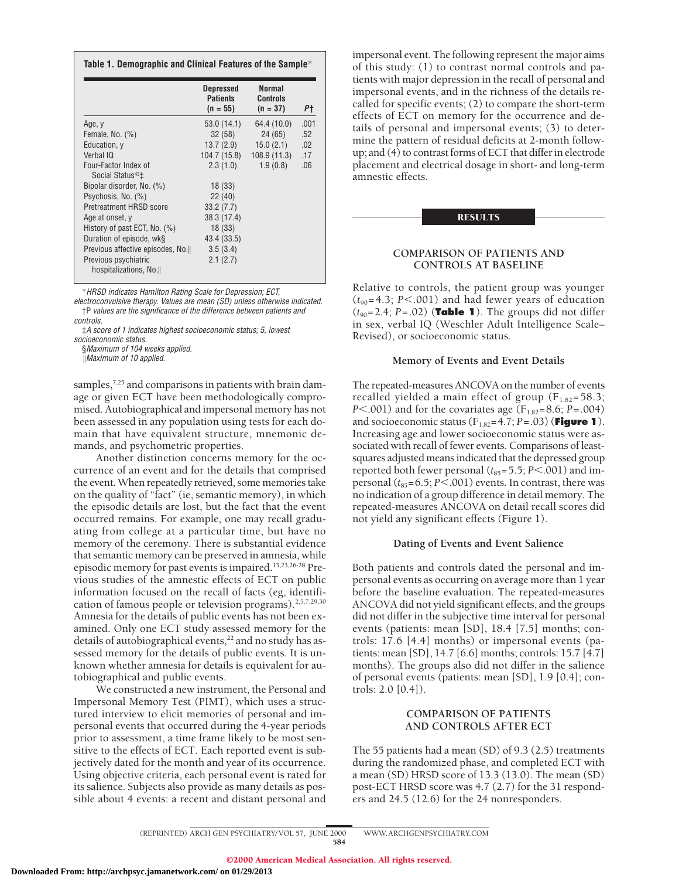**Table 1. Demographic and Clinical Features of the Sample***

| | Depressed Patients (n = 55) | Normal Controls (n = 37) | P† |
|---|---|---|---|
| Age, y | 53.0 (14.1) | 64.4 (10.0) | .001 |
| Female, No. (%) | 32 (58) | 24 (65) | .52 |
| Education, y | 13.7 (2.9) | 15.0 (2.1) | .02 |
| Verbal IQ | 104.7 (15.8) | 108.9 (11.3) | .17 |
| Four-Factor Index of Social Status[43]‡ | 2.3 (1.0) | 1.9 (0.8) | .06 |
| Bipolar disorder, No. (%) | 18 (33) | | |
| Psychosis, No. (%) | 22 (40) | | |
| Pretreatment HRSD score | 33.2 (7.7) | | |
| Age at onset, y | 38.3 (17.4) | | |
| History of past ECT, No. (%) | 18 (33) | | |
| Duration of episode, wk§ | 43.4 (33.5) | | |
| Previous affective episodes, No.‖ | 3.5 (3.4) | | |
| Previous psychiatric hospitalizations, No.‖ | 2.1 (2.7) | | |

*HRSD indicates Hamilton Rating Scale for Depression; ECT, electroconvulsive therapy. Values are mean (SD) unless otherwise indicated.
†P values are the significance of the difference between patients and controls.
‡A score of 1 indicates highest socioeconomic status; 5, lowest socioeconomic status.
§Maximum of 104 weeks applied.
‖Maximum of 10 applied.

samples,[7,25] and comparisons in patients with brain damage or given ECT have been methodologically compromised. Autobiographical and impersonal memory has not been assessed in any population using tests for each domain that have equivalent structure, mnemonic demands, and psychometric properties.

Another distinction concerns memory for the occurrence of an event and for the details that comprised the event. When repeatedly retrieved, some memories take on the quality of "fact" (ie, semantic memory), in which the episodic details are lost, but the fact that the event occurred remains. For example, one may recall graduating from college at a particular time, but have no memory of the ceremony. There is substantial evidence that semantic memory can be preserved in amnesia, while episodic memory for past events is impaired.[13,23,26-28] Previous studies of the amnestic effects of ECT on public information focused on the recall of facts (eg, identification of famous people or television programs).[2,5,7,29,30] Amnesia for the details of public events has not been examined. Only one ECT study assessed memory for the details of autobiographical events,[22] and no study has assessed memory for the details of public events. It is unknown whether amnesia for details is equivalent for autobiographical and public events.

We constructed a new instrument, the Personal and Impersonal Memory Test (PIMT), which uses a structured interview to elicit memories of personal and impersonal events that occurred during the 4-year periods prior to assessment, a time frame likely to be most sensitive to the effects of ECT. Each reported event is subjectively dated for the month and year of its occurrence. Using objective criteria, each personal event is rated for its salience. Subjects also provide as many details as possible about 4 events: a recent and distant personal and impersonal event. The following represent the major aims of this study: (1) to contrast normal controls and patients with major depression in the recall of personal and impersonal events, and in the richness of the details recalled for specific events; (2) to compare the short-term effects of ECT on memory for the occurrence and details of personal and impersonal events; (3) to determine the pattern of residual deficits at 2-month follow-up; and (4) to contrast forms of ECT that differ in electrode placement and electrical dosage in short- and long-term amnestic effects.

## RESULTS

### COMPARISON OF PATIENTS AND CONTROLS AT BASELINE

Relative to controls, the patient group was younger ($t_{90}$=4.3; $P$<.001) and had fewer years of education ($t_{90}$=2.4; $P$=.02) (**Table 1**). The groups did not differ in sex, verbal IQ (Weschler Adult Intelligence Scale–Revised), or socioeconomic status.

#### Memory of Events and Event Details

The repeated-measures ANCOVA on the number of events recalled yielded a main effect of group ($F_{1,82}$=58.3; $P$<.001) and for the covariates age ($F_{1,82}$=8.6; $P$=.004) and socioeconomic status ($F_{1,82}$=4.7; $P$=.03) (**Figure 1**). Increasing age and lower socioeconomic status were associated with recall of fewer events. Comparisons of least-squares adjusted means indicated that the depressed group reported both fewer personal ($t_{85}$=5.5; $P$<.001) and impersonal ($t_{85}$=6.5; $P$<.001) events. In contrast, there was no indication of a group difference in detail memory. The repeated-measures ANCOVA on detail recall scores did not yield any significant effects (Figure 1).

#### Dating of Events and Event Salience

Both patients and controls dated the personal and impersonal events as occurring on average more than 1 year before the baseline evaluation. The repeated-measures ANCOVA did not yield significant effects, and the groups did not differ in the subjective time interval for personal events (patients: mean [SD], 18.4 [7.5] months; controls: 17.6 [4.4] months) or impersonal events (patients: mean [SD], 14.7 [6.6] months; controls: 15.7 [4.7] months). The groups also did not differ in the salience of personal events (patients: mean [SD], 1.9 [0.4]; controls: 2.0 [0.4]).

### COMPARISON OF PATIENTS AND CONTROLS AFTER ECT

The 55 patients had a mean (SD) of 9.3 (2.5) treatments during the randomized phase, and completed ECT with a mean (SD) HRSD score of 13.3 (13.0). The mean (SD) post-ECT HRSD score was 4.7 (2.7) for the 31 responders and 24.5 (12.6) for the 24 nonresponders.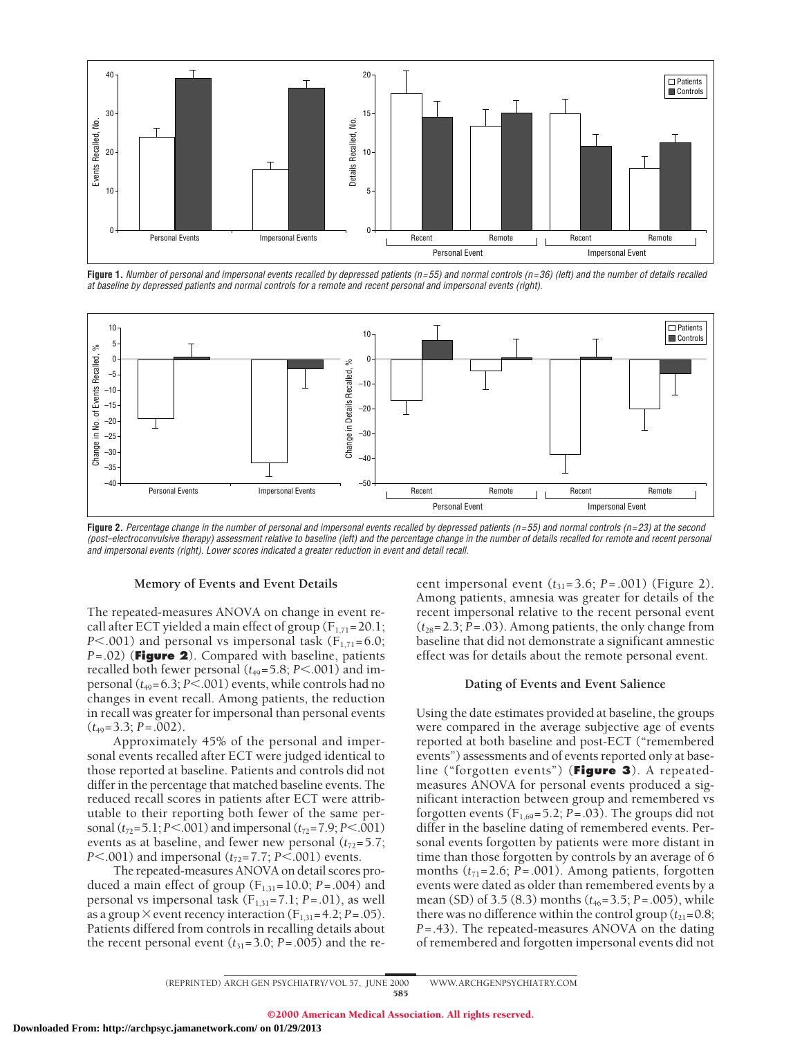**Figure 1.** *Number of personal and impersonal events recalled by depressed patients (n=55) and normal controls (n=36) (left) and the number of details recalled at baseline by depressed patients and normal controls for a remote and recent personal and impersonal events (right).*

**Figure 2.** *Percentage change in the number of personal and impersonal events recalled by depressed patients (n=55) and normal controls (n=23) at the second (post–electroconvulsive therapy) assessment relative to baseline (left) and the percentage change in the number of details recalled for remote and recent personal and impersonal events (right). Lower scores indicated a greater reduction in event and detail recall.*

### Memory of Events and Event Details

The repeated-measures ANOVA on change in event recall after ECT yielded a main effect of group ($F_{1,71}$=20.1; $P$<.001) and personal vs impersonal task ($F_{1,71}$=6.0; $P$=.02) (**Figure 2**). Compared with baseline, patients recalled both fewer personal ($t_{49}$=5.8; $P$<.001) and impersonal ($t_{49}$=6.3; $P$<.001) events, while controls had no changes in event recall. Among patients, the reduction in recall was greater for impersonal than personal events ($t_{49}$=3.3; $P$=.002).

Approximately 45% of the personal and impersonal events recalled after ECT were judged identical to those reported at baseline. Patients and controls did not differ in the percentage that matched baseline events. The reduced recall scores in patients after ECT were attributable to their reporting both fewer of the same personal ($t_{72}$=5.1; $P$<.001) and impersonal ($t_{72}$=7.9; $P$<.001) events as at baseline, and fewer new personal ($t_{72}$=5.7; $P$<.001) and impersonal ($t_{72}$=7.7; $P$<.001) events.

The repeated-measures ANOVA on detail scores produced a main effect of group ($F_{1,31}$=10.0; $P$=.004) and personal vs impersonal task ($F_{1,31}$=7.1; $P$=.01), as well as a group × event recency interaction ($F_{1,31}$=4.2; $P$=.05). Patients differed from controls in recalling details about the recent personal event ($t_{31}$=3.0; $P$=.005) and the recent impersonal event ($t_{31}$=3.6; $P$=.001) (Figure 2). Among patients, amnesia was greater for details of the recent impersonal relative to the recent personal event ($t_{28}$=2.3; $P$=.03). Among patients, the only change from baseline that did not demonstrate a significant amnesic effect was for details about the remote personal event.

### Dating of Events and Event Salience

Using the date estimates provided at baseline, the groups were compared in the average subjective age of events reported at both baseline and post-ECT ("remembered events") assessments and of events reported only at baseline ("forgotten events") (**Figure 3**). A repeated-measures ANOVA for personal events produced a significant interaction between group and remembered vs forgotten events ($F_{1,69}$=5.2; $P$=.03). The groups did not differ in the baseline dating of remembered events. Personal events forgotten by patients were more distant in time than those forgotten by controls by an average of 6 months ($t_{71}$=2.6; $P$=.001). Among patients, forgotten events were dated as older than remembered events by a mean (SD) of 3.5 (8.3) months ($t_{46}$=3.5; $P$=.005), while there was no difference within the control group ($t_{21}$=0.8; $P$=.43). The repeated-measures ANOVA on the dating of remembered and forgotten impersonal events did not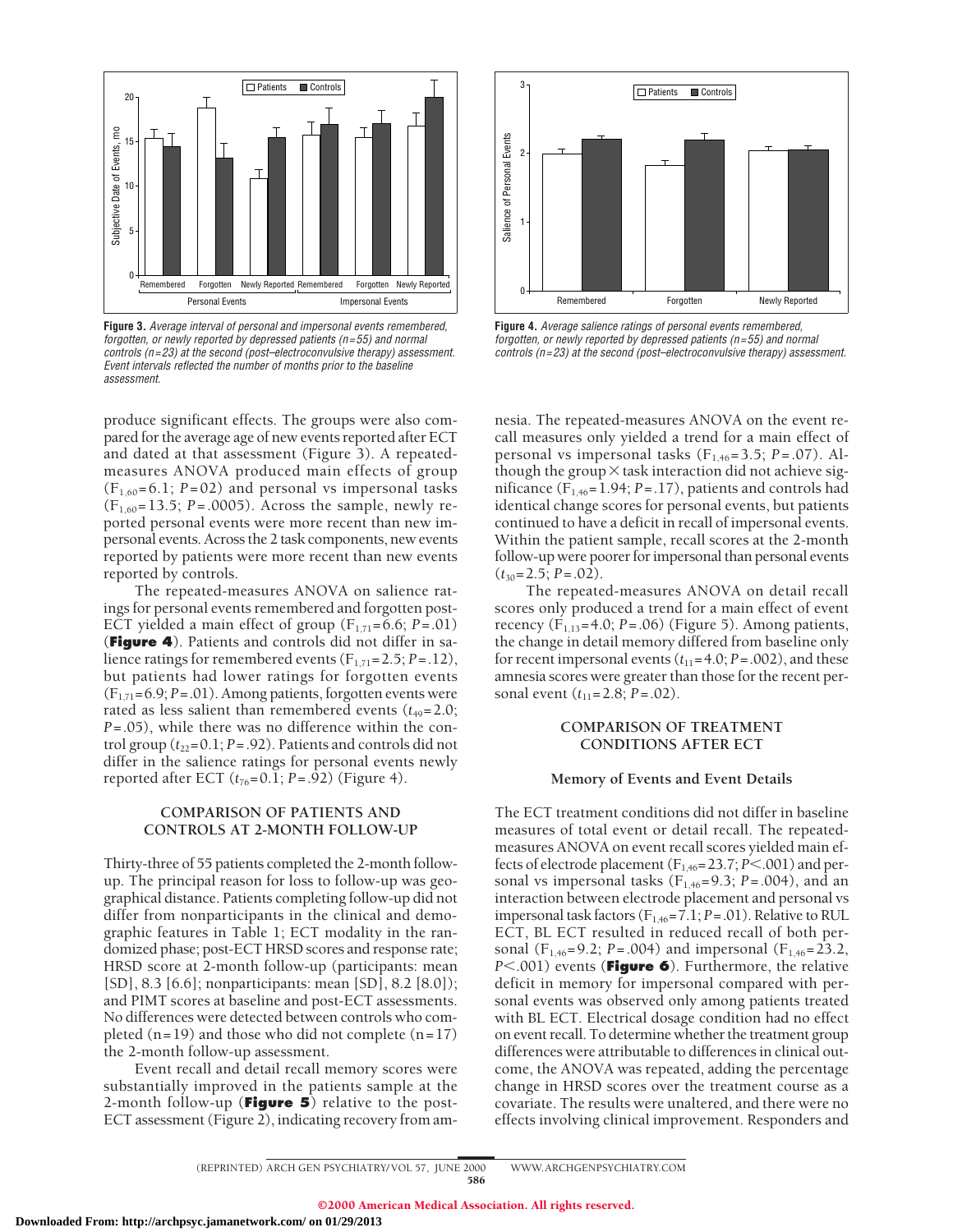**Figure 3.** *Average interval of personal and impersonal events remembered, forgotten, or newly reported by depressed patients (n=55) and normal controls (n=23) at the second (post–electroconvulsive therapy) assessment. Event intervals reflected the number of months prior to the baseline assessment.*

**Figure 4.** *Average salience ratings of personal events remembered, forgotten, or newly reported by depressed patients (n=55) and normal controls (n=23) at the second (post–electroconvulsive therapy) assessment.*

produce significant effects. The groups were also compared for the average age of new events reported after ECT and dated at that assessment (Figure 3). A repeated-measures ANOVA produced main effects of group ($F_{1,60}$=6.1; $P$=02) and personal vs impersonal tasks ($F_{1,60}$=13.5; $P$=.0005). Across the sample, newly reported personal events were more recent than new impersonal events. Across the 2 task components, new events reported by patients were more recent than new events reported by controls.

The repeated-measures ANOVA on salience ratings for personal events remembered and forgotten post-ECT yielded a main effect of group ($F_{1,71}$=6.6; $P$=.01) (**Figure 4**). Patients and controls did not differ in salience ratings for remembered events ($F_{1,71}$=2.5; $P$=.12), but patients had lower ratings for forgotten events ($F_{1,71}$=6.9; $P$=.01). Among patients, forgotten events were rated as less salient than remembered events ($t_{49}$=2.0; $P$=.05), while there was no difference within the control group ($t_{22}$=0.1; $P$=.92). Patients and controls did not differ in the salience ratings for personal events newly reported after ECT ($t_{76}$=0.1; $P$=.92) (Figure 4).

## COMPARISON OF PATIENTS AND CONTROLS AT 2-MONTH FOLLOW-UP

Thirty-three of 55 patients completed the 2-month follow-up. The principal reason for loss to follow-up was geographical distance. Patients completing follow-up did not differ from nonparticipants in the clinical and demographic features in Table 1; ECT modality in the randomized phase; post-ECT HRSD scores and response rate; HRSD score at 2-month follow-up (participants: mean [SD], 8.3 [6.6]; nonparticipants: mean [SD], 8.2 [8.0]); and PIMT scores at baseline and post-ECT assessments. No differences were detected between controls who completed (n=19) and those who did not complete (n=17) the 2-month follow-up assessment.

Event recall and detail recall memory scores were substantially improved in the patients sample at the 2-month follow-up (**Figure 5**) relative to the post-ECT assessment (Figure 2), indicating recovery from amnesia. The repeated-measures ANOVA on the event recall measures only yielded a trend for a main effect of personal vs impersonal tasks ($F_{1,46}$=3.5; $P$=.07). Although the group × task interaction did not achieve significance ($F_{1,46}$=1.94; $P$=.17), patients and controls had identical change scores for personal events, but patients continued to have a deficit in recall of impersonal events. Within the patient sample, recall scores at the 2-month follow-up were poorer for impersonal than personal events ($t_{30}$=2.5; $P$=.02).

The repeated-measures ANOVA on detail recall scores only produced a trend for a main effect of event recency ($F_{1,13}$=4.0; $P$=.06) (Figure 5). Among patients, the change in detail memory differed from baseline only for recent impersonal events ($t_{11}$=4.0; $P$=.002), and these amnesia scores were greater than those for the recent personal event ($t_{11}$=2.8; $P$=.02).

## COMPARISON OF TREATMENT CONDITIONS AFTER ECT

### Memory of Events and Event Details

The ECT treatment conditions did not differ in baseline measures of total event or detail recall. The repeated-measures ANOVA on event recall scores yielded main effects of electrode placement ($F_{1,46}$=23.7; $P$<.001) and personal vs impersonal tasks ($F_{1,46}$=9.3; $P$=.004), and an interaction between electrode placement and personal vs impersonal task factors ($F_{1,46}$=7.1; $P$=.01). Relative to RUL ECT, BL ECT resulted in reduced recall of both personal ($F_{1,46}$=9.2; $P$=.004) and impersonal ($F_{1,46}$=23.2, $P$<.001) events (**Figure 6**). Furthermore, the relative deficit in memory for impersonal compared with personal events was observed only among patients treated with BL ECT. Electrical dosage condition had no effect on event recall. To determine whether the treatment group differences were attributable to differences in clinical outcome, the ANOVA was repeated, adding the percentage change in HRSD scores over the treatment course as a covariate. The results were unaltered, and there were no effects involving clinical improvement. Responders and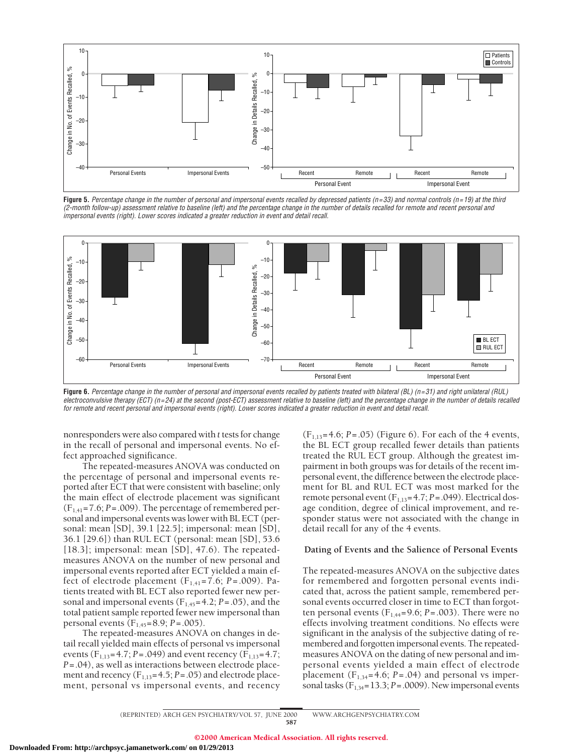Figure 5. *Percentage change in the number of personal and impersonal events recalled by depressed patients (n=33) and normal controls (n=19) at the third (2-month follow-up) assessment relative to baseline (left) and the percentage change in the number of details recalled for remote and recent personal and impersonal events (right). Lower scores indicated a greater reduction in event and detail recall.*

Figure 6. *Percentage change in the number of personal and impersonal events recalled by patients treated with bilateral (BL) (n=31) and right unilateral (RUL) electroconvulsive therapy (ECT) (n=24) at the second (post-ECT) assessment relative to baseline (left) and the percentage change in the number of details recalled for remote and recent personal and impersonal events (right). Lower scores indicated a greater reduction in event and detail recall.*

nonresponders were also compared with *t* tests for change in the recall of personal and impersonal events. No effect approached significance.

The repeated-measures ANOVA was conducted on the percentage of personal and impersonal events reported after ECT that were consistent with baseline; only the main effect of electrode placement was significant ($F_{1,41}$=7.6; *P*=.009). The percentage of remembered personal and impersonal events was lower with BL ECT (personal: mean [SD], 39.1 [22.5]; impersonal: mean [SD], 36.1 [29.6]) than RUL ECT (personal: mean [SD], 53.6 [18.3]; impersonal: mean [SD], 47.6). The repeated-measures ANOVA on the number of new personal and impersonal events reported after ECT yielded a main effect of electrode placement ($F_{1,41}$=7.6; *P*=.009). Patients treated with BL ECT also reported fewer new personal and impersonal events ($F_{1,45}$=4.2; *P*=.05), and the total patient sample reported fewer new impersonal than personal events ($F_{1,45}$=8.9; *P*=.005).

The repeated-measures ANOVA on changes in detail recall yielded main effects of personal vs impersonal events ($F_{1,13}$=4.7; *P*=.049) and event recency ($F_{1,13}$=4.7; *P*=.04), as well as interactions between electrode placement and recency ($F_{1,13}$=4.5; *P*=.05) and electrode placement, personal vs impersonal events, and recency ($F_{1,13}$=4.6; *P*=.05) (Figure 6). For each of the 4 events, the BL ECT group recalled fewer details than patients treated the RUL ECT group. Although the greatest impairment in both groups was for details of the recent impersonal event, the difference between the electrode placement for BL and RUL ECT was most marked for the remote personal event ($F_{1,13}$=4.7; *P*=.049). Electrical dosage condition, degree of clinical improvement, and responder status were not associated with the change in detail recall for any of the 4 events.

### Dating of Events and the Salience of Personal Events

The repeated-measures ANOVA on the subjective dates for remembered and forgotten personal events indicated that, across the patient sample, remembered personal events occurred closer in time to ECT than forgotten personal events ($F_{1,44}$=9.6; *P*=.003). There were no effects involving treatment conditions. No effects were significant in the analysis of the subjective dating of remembered and forgotten impersonal events. The repeated-measures ANOVA on the dating of new personal and impersonal events yielded a main effect of electrode placement ($F_{1,34}$=4.6; *P*=.04) and personal vs impersonal tasks ($F_{1,34}$=13.3; *P*=.0009). New impersonal events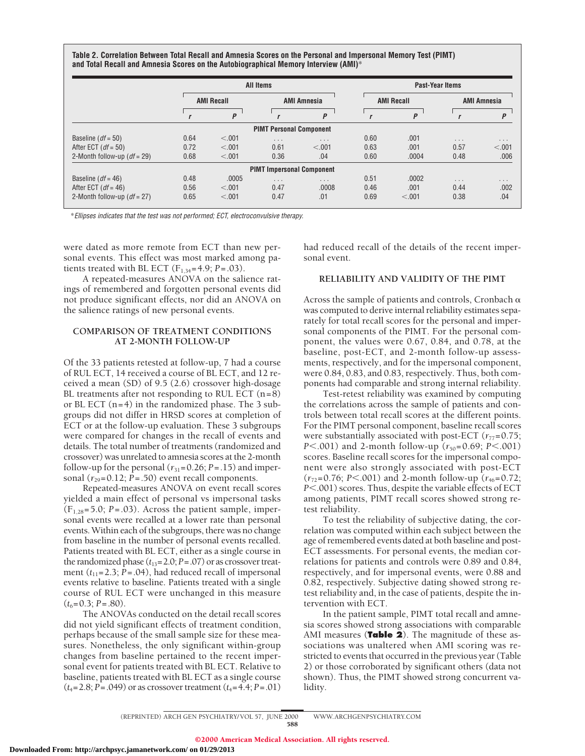**Table 2. Correlation Between Total Recall and Amnesia Scores on the Personal and Impersonal Memory Test (PIMT) and Total Recall and Amnesia Scores on the Autobiographical Memory Interview (AMI)***

| | All Items | | | | Past-Year Items | | | |
|---|---|---|---|---|---|---|---|---|
| | AMI Recall | | AMI Amnesia | | AMI Recall | | AMI Amnesia | |
| | *r* | *P* | *r* | *P* | *r* | *P* | *r* | *P* |
| **PIMT Personal Component** | | | | | | | | |
| Baseline ($df = 50$) | 0.64 | <.001 | . . . | . . . | 0.60 | .001 | . . . | . . . |
| After ECT ($df = 50$) | 0.72 | <.001 | 0.61 | <.001 | 0.63 | .001 | 0.57 | <.001 |
| 2-Month follow-up ($df = 29$) | 0.68 | <.001 | 0.36 | .04 | 0.60 | .0004 | 0.48 | .006 |
| **PIMT Impersonal Component** | | | | | | | | |
| Baseline ($df = 46$) | 0.48 | .0005 | . . . | . . . | 0.51 | .0002 | . . . | . . . |
| After ECT ($df = 46$) | 0.56 | <.001 | 0.47 | .0008 | 0.46 | .001 | 0.44 | .002 |
| 2-Month follow-up ($df = 27$) | 0.65 | <.001 | 0.47 | .01 | 0.69 | <.001 | 0.38 | .04 |

*Ellipses indicates that the test was not performed; ECT, electroconvulsive therapy.

were dated as more remote from ECT than new personal events. This effect was most marked among patients treated with BL ECT ($F_{1,34}=4.9$; $P=.03$).

A repeated-measures ANOVA on the salience ratings of remembered and forgotten personal events did not produce significant effects, nor did an ANOVA on the salience ratings of new personal events.

### COMPARISON OF TREATMENT CONDITIONS AT 2-MONTH FOLLOW-UP

Of the 33 patients retested at follow-up, 7 had a course of RUL ECT, 14 received a course of BL ECT, and 12 received a mean (SD) of 9.5 (2.6) crossover high-dosage BL treatments after not responding to RUL ECT (n=8) or BL ECT (n=4) in the randomized phase. The 3 subgroups did not differ in HRSD scores at completion of ECT or at the follow-up evaluation. These 3 subgroups were compared for changes in the recall of events and details. The total number of treatments (randomized and crossover) was unrelated to amnesia scores at the 2-month follow-up for the personal ($r_{31}=0.26$; $P=.15$) and impersonal ($r_{29}=0.12$; $P=.50$) event recall components.

Repeated-measures ANOVA on event recall scores yielded a main effect of personal vs impersonal tasks ($F_{1,28}=5.0$; $P=.03$). Across the patient sample, impersonal events were recalled at a lower rate than personal events. Within each of the subgroups, there was no change from baseline in the number of personal events recalled. Patients treated with BL ECT, either as a single course in the randomized phase ($t_{13}=2.0$; $P=.07$) or as crossover treatment ($t_{11}=2.3$; $P=.04$), had reduced recall of impersonal events relative to baseline. Patients treated with a single course of RUL ECT were unchanged in this measure ($t_6=0.3$; $P=.80$).

The ANOVAs conducted on the detail recall scores did not yield significant effects of treatment condition, perhaps because of the small sample size for these measures. Nonetheless, the only significant within-group changes from baseline pertained to the recent impersonal event for patients treated with BL ECT. Relative to baseline, patients treated with BL ECT as a single course ($t_4=2.8$; $P=.049$) or as crossover treatment ($t_4=4.4$; $P=.01$) had reduced recall of the details of the recent impersonal event.

### RELIABILITY AND VALIDITY OF THE PIMT

Across the sample of patients and controls, Cronbach $\alpha$ was computed to derive internal reliability estimates separately for total recall scores for the personal and impersonal components of the PIMT. For the personal component, the values were 0.67, 0.84, and 0.78, at the baseline, post-ECT, and 2-month follow-up assessments, respectively, and for the impersonal component, were 0.84, 0.83, and 0.83, respectively. Thus, both components had comparable and strong internal reliability.

Test-retest reliability was examined by computing the correlations across the sample of patients and controls between total recall scores at the different points. For the PIMT personal component, baseline recall scores were substantially associated with post-ECT ($r_{77}=0.75$; $P<.001$) and 2-month follow-up ($r_{50}=0.69$; $P<.001$) scores. Baseline recall scores for the impersonal component were also strongly associated with post-ECT ($r_{72}=0.76$; $P<.001$) and 2-month follow-up ($r_{46}=0.72$; $P<.001$) scores. Thus, despite the variable effects of ECT among patients, PIMT recall scores showed strong retest reliability.

To test the reliability of subjective dating, the correlation was computed within each subject between the age of remembered events dated at both baseline and post-ECT assessments. For personal events, the median correlations for patients and controls were 0.89 and 0.84, respectively, and for impersonal events, were 0.88 and 0.82, respectively. Subjective dating showed strong retest reliability and, in the case of patients, despite the intervention with ECT.

In the patient sample, PIMT total recall and amnesia scores showed strong associations with comparable AMI measures (**Table 2**). The magnitude of these associations was unaltered when AMI scoring was restricted to events that occurred in the previous year (Table 2) or those corroborated by significant others (data not shown). Thus, the PIMT showed strong concurrent validity.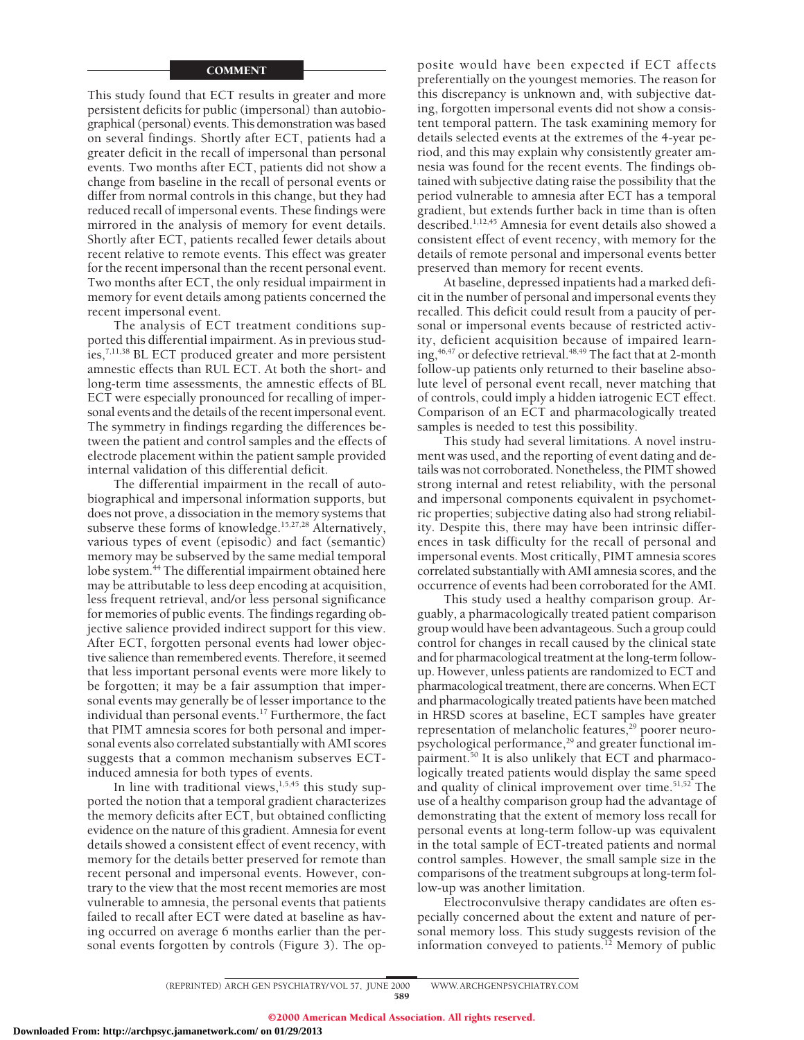## COMMENT

This study found that ECT results in greater and more persistent deficits for public (impersonal) than autobiographical (personal) events. This demonstration was based on several findings. Shortly after ECT, patients had a greater deficit in the recall of impersonal than personal events. Two months after ECT, patients did not show a change from baseline in the recall of personal events or differ from normal controls in this change, but they had reduced recall of impersonal events. These findings were mirrored in the analysis of memory for event details. Shortly after ECT, patients recalled fewer details about recent relative to remote events. This effect was greater for the recent impersonal than the recent personal event. Two months after ECT, the only residual impairment in memory for event details among patients concerned the recent impersonal event.

The analysis of ECT treatment conditions supported this differential impairment. As in previous studies,[7,11,38] BL ECT produced greater and more persistent amnestic effects than RUL ECT. At both the short- and long-term time assessments, the amnestic effects of BL ECT were especially pronounced for recalling of impersonal events and the details of the recent impersonal event. The symmetry in findings regarding the differences between the patient and control samples and the effects of electrode placement within the patient sample provided internal validation of this differential deficit.

The differential impairment in the recall of autobiographical and impersonal information supports, but does not prove, a dissociation in the memory systems that subserve these forms of knowledge.[15,27,28] Alternatively, various types of event (episodic) and fact (semantic) memory may be subserved by the same medial temporal lobe system.[44] The differential impairment obtained here may be attributable to less deep encoding at acquisition, less frequent retrieval, and/or less personal significance for memories of public events. The findings regarding objective salience provided indirect support for this view. After ECT, forgotten personal events had lower objective salience than remembered events. Therefore, it seemed that less important personal events were more likely to be forgotten; it may be a fair assumption that impersonal events may generally be of lesser importance to the individual than personal events.[17] Furthermore, the fact that PIMT amnesia scores for both personal and impersonal events also correlated substantially with AMI scores suggests that a common mechanism subserves ECT-induced amnesia for both types of events.

In line with traditional views,[1,5,45] this study supported the notion that a temporal gradient characterizes the memory deficits after ECT, but obtained conflicting evidence on the nature of this gradient. Amnesia for event details showed a consistent effect of event recency, with memory for the details better preserved for remote than recent personal and impersonal events. However, contrary to the view that the most recent memories are most vulnerable to amnesia, the personal events that patients failed to recall after ECT were dated at baseline as having occurred on average 6 months earlier than the personal events forgotten by controls (Figure 3). The opposite would have been expected if ECT affects preferentially on the youngest memories. The reason for this discrepancy is unknown and, with subjective dating, forgotten impersonal events did not show a consistent temporal pattern. The task examining memory for details selected events at the extremes of the 4-year period, and this may explain why consistently greater amnesia was found for the recent events. The findings obtained with subjective dating raise the possibility that the period vulnerable to amnesia after ECT has a temporal gradient, but extends further back in time than is often described.[1,12,45] Amnesia for event details also showed a consistent effect of event recency, with memory for the details of remote personal and impersonal events better preserved than memory for recent events.

At baseline, depressed inpatients had a marked deficit in the number of personal and impersonal events they recalled. This deficit could result from a paucity of personal or impersonal events because of restricted activity, deficient acquisition because of impaired learning,[46,47] or defective retrieval.[48,49] The fact that at 2-month follow-up patients only returned to their baseline absolute level of personal event recall, never matching that of controls, could imply a hidden iatrogenic ECT effect. Comparison of an ECT and pharmacologically treated samples is needed to test this possibility.

This study had several limitations. A novel instrument was used, and the reporting of event dating and details was not corroborated. Nonetheless, the PIMT showed strong internal and retest reliability, with the personal and impersonal components equivalent in psychometric properties; subjective dating also had strong reliability. Despite this, there may have been intrinsic differences in task difficulty for the recall of personal and impersonal events. Most critically, PIMT amnesia scores correlated substantially with AMI amnesia scores, and the occurrence of events had been corroborated for the AMI.

This study used a healthy comparison group. Arguably, a pharmacologically treated patient comparison group would have been advantageous. Such a group could control for changes in recall caused by the clinical state and for pharmacological treatment at the long-term follow-up. However, unless patients are randomized to ECT and pharmacological treatment, there are concerns. When ECT and pharmacologically treated patients have been matched in HRSD scores at baseline, ECT samples have greater representation of melancholic features,[29] poorer neuropsychological performance,[29] and greater functional impairment.[50] It is also unlikely that ECT and pharmacologically treated patients would display the same speed and quality of clinical improvement over time.[51,52] The use of a healthy comparison group had the advantage of demonstrating that the extent of memory loss recall for personal events at long-term follow-up was equivalent in the total sample of ECT-treated patients and normal control samples. However, the small sample size in the comparisons of the treatment subgroups at long-term follow-up was another limitation.

Electroconvulsive therapy candidates are often especially concerned about the extent and nature of personal memory loss. This study suggests revision of the information conveyed to patients.[12] Memory of public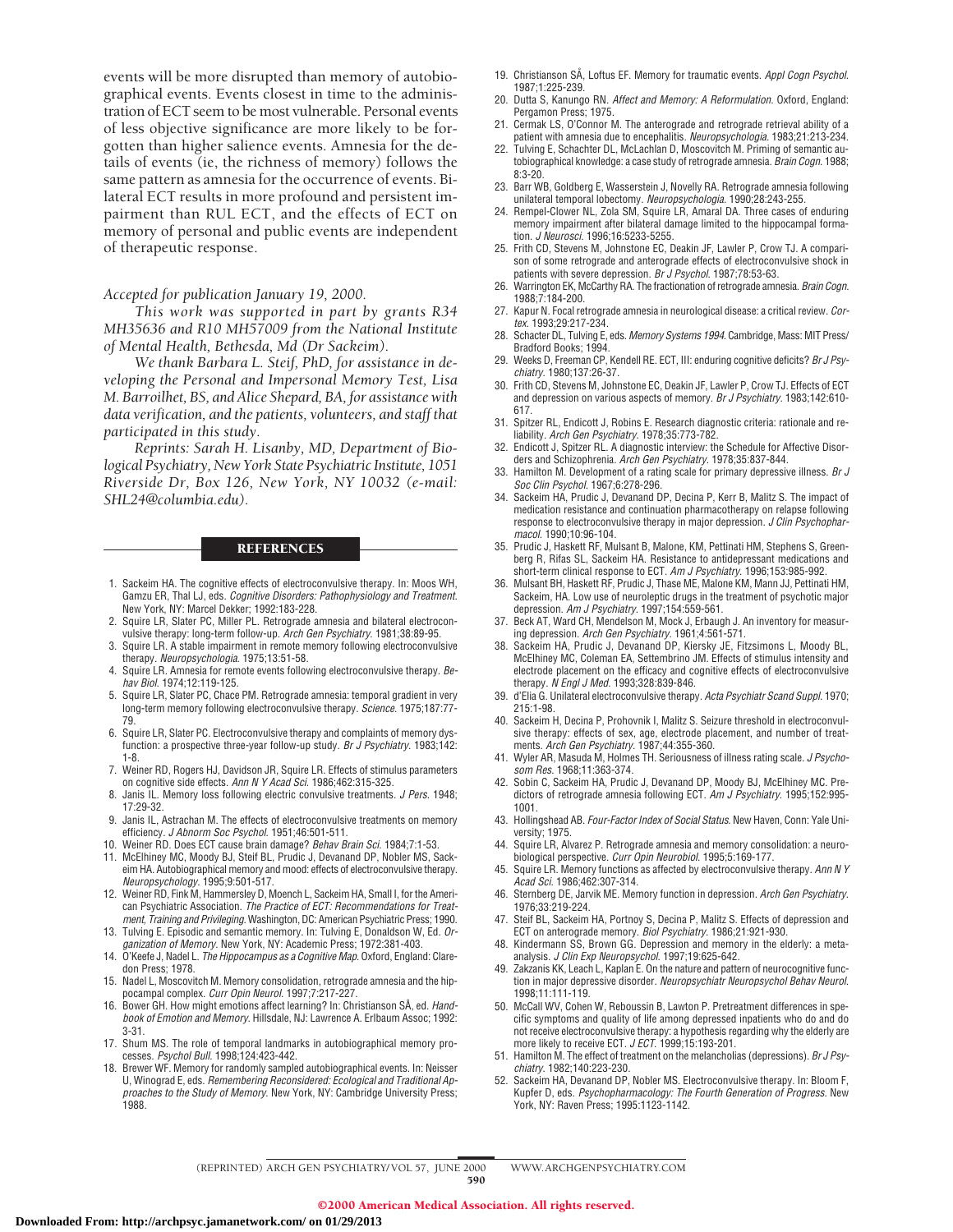events will be more disrupted than memory of autobiographical events. Events closest in time to the administration of ECT seem to be most vulnerable. Personal events of less objective significance are more likely to be forgotten than higher salience events. Amnesia for the details of events (ie, the richness of memory) follows the same pattern as amnesia for the occurrence of events. Bilateral ECT results in more profound and persistent impairment than RUL ECT, and the effects of ECT on memory of personal and public events are independent of therapeutic response.

*Accepted for publication January 19, 2000.*

*This work was supported in part by grants R34 MH35636 and R10 MH57009 from the National Institute of Mental Health, Bethesda, Md (Dr Sackeim).*

*We thank Barbara L. Steif, PhD, for assistance in developing the Personal and Impersonal Memory Test, Lisa M. Barroilhet, BS, and Alice Shepard, BA, for assistance with data verification, and the patients, volunteers, and staff that participated in this study.*

*Reprints: Sarah H. Lisanby, MD, Department of Biological Psychiatry, New York State Psychiatric Institute, 1051 Riverside Dr, Box 126, New York, NY 10032 (e-mail: SHL24@columbia.edu).*

## REFERENCES

1. Sackeim HA. The cognitive effects of electroconvulsive therapy. In: Moos WH, Gamzu ER, Thal LJ, eds. *Cognitive Disorders: Pathophysiology and Treatment.* New York, NY: Marcel Dekker; 1992:183-228.
2. Squire LR, Slater PC, Miller PL. Retrograde amnesia and bilateral electroconvulsive therapy: long-term follow-up. *Arch Gen Psychiatry.* 1981;38:89-95.
3. Squire LR. A stable impairment in remote memory following electroconvulsive therapy. *Neuropsychologia.* 1975;13:51-58.
4. Squire LR. Amnesia for remote events following electroconvulsive therapy. *Behav Biol.* 1974;12:119-125.
5. Squire LR, Slater PC, Chace PM. Retrograde amnesia: temporal gradient in very long-term memory following electroconvulsive therapy. *Science.* 1975;187:77-79.
6. Squire LR, Slater PC. Electroconvulsive therapy and complaints of memory dysfunction: a prospective three-year follow-up study. *Br J Psychiatry.* 1983;142:1-8.
7. Weiner RD, Rogers HJ, Davidson JR, Squire LR. Effects of stimulus parameters on cognitive side effects. *Ann N Y Acad Sci.* 1986;462:315-325.
8. Janis IL. Memory loss following electric convulsive treatments. *J Pers.* 1948;17:29-32.
9. Janis IL, Astrachan M. The effects of electroconvulsive treatments on memory efficiency. *J Abnorm Soc Psychol.* 1951;46:501-511.
10. Weiner RD. Does ECT cause brain damage? *Behav Brain Sci.* 1984;7:1-53.
11. McElhiney MC, Moody BJ, Steif BL, Prudic J, Devanand DP, Nobler MS, Sackeim HA. Autobiographical memory and mood: effects of electroconvulsive therapy. *Neuropsychology.* 1995;9:501-517.
12. Weiner RD, Fink M, Hammersley D, Moench L, Sackeim HA, Small I, for the American Psychiatric Association. *The Practice of ECT: Recommendations for Treatment, Training and Privileging.* Washington, DC: American Psychiatric Press; 1990.
13. Tulving E. Episodic and semantic memory. In: Tulving E, Donaldson W, Ed. *Organization of Memory.* New York, NY: Academic Press; 1972:381-403.
14. O'Keefe J, Nadel L. *The Hippocampus as a Cognitive Map.* Oxford, England: Claredon Press; 1978.
15. Nadel L, Moscovitch M. Memory consolidation, retrograde amnesia and the hippocampal complex. *Curr Opin Neurol.* 1997;7:217-227.
16. Bower GH. How might emotions affect learning? In: Christianson SÅ, ed. *Handbook of Emotion and Memory.* Hillsdale, NJ: Lawrence A. Erlbaum Assoc; 1992:3-31.
17. Shum MS. The role of temporal landmarks in autobiographical memory processes. *Psychol Bull.* 1998;124:423-442.
18. Brewer WF. Memory for randomly sampled autobiographical events. In: Neisser U, Winograd E, eds. *Remembering Reconsidered: Ecological and Traditional Approaches to the Study of Memory.* New York, NY: Cambridge University Press; 1988.
19. Christianson SÅ, Loftus EF. Memory for traumatic events. *Appl Cogn Psychol.* 1987;1:225-239.
20. Dutta S, Kanungo RN. *Affect and Memory: A Reformulation.* Oxford, England: Pergamon Press; 1975.
21. Cermak LS, O'Connor M. The anterograde and retrograde retrieval ability of a patient with amnesia due to encephalitis. *Neuropsychologia.* 1983;21:213-234.
22. Tulving E, Schachter DL, McLachlan D, Moscovitch M. Priming of semantic autobiographical knowledge: a case study of retrograde amnesia. *Brain Cogn.* 1988;8:3-20.
23. Barr WB, Goldberg E, Wasserstein J, Novelly RA. Retrograde amnesia following unilateral temporal lobectomy. *Neuropsychologia.* 1990;28:243-255.
24. Rempel-Clower NL, Zola SM, Squire LR, Amaral DA. Three cases of enduring memory impairment after bilateral damage limited to the hippocampal formation. *J Neurosci.* 1996;16:5233-5255.
25. Frith CD, Stevens M, Johnstone EC, Deakin JF, Lawler P, Crow TJ. A comparison of some retrograde and anterograde effects of electroconvulsive shock in patients with severe depression. *Br J Psychol.* 1987;78:53-63.
26. Warrington EK, McCarthy RA. The fractionation of retrograde amnesia. *Brain Cogn.* 1988;7:184-200.
27. Kapur N. Focal retrograde amnesia in neurological disease: a critical review. *Cortex.* 1993;29:217-234.
28. Schacter DL, Tulving E, eds. *Memory Systems 1994.* Cambridge, Mass: MIT Press/Bradford Books; 1994.
29. Weeks D, Freeman CP, Kendell RE. ECT, III: enduring cognitive deficits? *Br J Psychiatry.* 1980;137:26-37.
30. Frith CD, Stevens M, Johnstone EC, Deakin JF, Lawler P, Crow TJ. Effects of ECT and depression on various aspects of memory. *Br J Psychiatry.* 1983;142:610-617.
31. Spitzer RL, Endicott J, Robins E. Research diagnostic criteria: rationale and reliability. *Arch Gen Psychiatry.* 1978;35:773-782.
32. Endicott J, Spitzer RL. A diagnostic interview: the Schedule for Affective Disorders and Schizophrenia. *Arch Gen Psychiatry.* 1978;35:837-844.
33. Hamilton M. Development of a rating scale for primary depressive illness. *Br J Soc Clin Psychol.* 1967;6:278-296.
34. Sackeim HA, Prudic J, Devanand DP, Decina P, Kerr B, Malitz S. The impact of medication resistance and continuation pharmacotherapy on relapse following response to electroconvulsive therapy in major depression. *J Clin Psychopharmacol.* 1990;10:96-104.
35. Prudic J, Haskett RF, Mulsant B, Malone, KM, Pettinati HM, Stephens S, Greenberg R, Rifas SL, Sackeim HA. Resistance to antidepressant medications and short-term clinical response to ECT. *Am J Psychiatry.* 1996;153:985-992.
36. Mulsant BH, Haskett RF, Prudic J, Thase ME, Malone KM, Mann JJ, Pettinati HM, Sackeim, HA. Low use of neuroleptic drugs in the treatment of psychotic major depression. *Am J Psychiatry.* 1997;154:559-561.
37. Beck AT, Ward CH, Mendelson M, Mock J, Erbaugh J. An inventory for measuring depression. *Arch Gen Psychiatry.* 1961;4:561-571.
38. Sackeim HA, Prudic J, Devanand DP, Kiersky JE, Fitzsimons L, Moody BL, McElhiney MC, Coleman EA, Settembrino JM. Effects of stimulus intensity and electrode placement on the efficacy and cognitive effects of electroconvulsive therapy. *N Engl J Med.* 1993;328:839-846.
39. d'Elia G. Unilateral electroconvulsive therapy. *Acta Psychiatr Scand Suppl.* 1970;215:1-98.
40. Sackeim H, Decina P, Prohovnik I, Malitz S. Seizure threshold in electroconvulsive therapy: effects of sex, age, electrode placement, and number of treatments. *Arch Gen Psychiatry.* 1987;44:355-360.
41. Wyler AR, Masuda M, Holmes TH. Seriousness of illness rating scale. *J Psychosom Res.* 1968;11:363-374.
42. Sobin C, Sackeim HA, Prudic J, Devanand DP, Moody BJ, McElhiney MC. Predictors of retrograde amnesia following ECT. *Am J Psychiatry.* 1995;152:995-1001.
43. Hollingshead AB. *Four-Factor Index of Social Status.* New Haven, Conn: Yale University; 1975.
44. Squire LR, Alvarez P. Retrograde amnesia and memory consolidation: a neurobiological perspective. *Curr Opin Neurobiol.* 1995;5:169-177.
45. Squire LR. Memory functions as affected by electroconvulsive therapy. *Ann N Y Acad Sci.* 1986;462:307-314.
46. Sternberg DE, Jarvik ME. Memory function in depression. *Arch Gen Psychiatry.* 1976;33:219-224.
47. Steif BL, Sackeim HA, Portnoy S, Decina P, Malitz S. Effects of depression and ECT on anterograde memory. *Biol Psychiatry.* 1986;21:921-930.
48. Kindermann SS, Brown GG. Depression and memory in the elderly: a meta-analysis. *J Clin Exp Neuropsychol.* 1997;19:625-642.
49. Zakzanis KK, Leach L, Kaplan E. On the nature and pattern of neurocognitive function in major depressive disorder. *Neuropsychiatr Neuropsychol Behav Neurol.* 1998;11:111-119.
50. McCall WV, Cohen W, Reboussin B, Lawton P. Pretreatment differences in specific symptoms and quality of life among depressed inpatients who do and do not receive electroconvulsive therapy: a hypothesis regarding why the elderly are more likely to receive ECT. *J ECT.* 1999;15:193-201.
51. Hamilton M. The effect of treatment on the melancholias (depressions). *Br J Psychiatry.* 1982;140:223-230.
52. Sackeim HA, Devanand DP, Nobler MS. Electroconvulsive therapy. In: Bloom F, Kupfer D, eds. *Psychopharmacology: The Fourth Generation of Progress.* New York, NY: Raven Press; 1995:1123-1142.